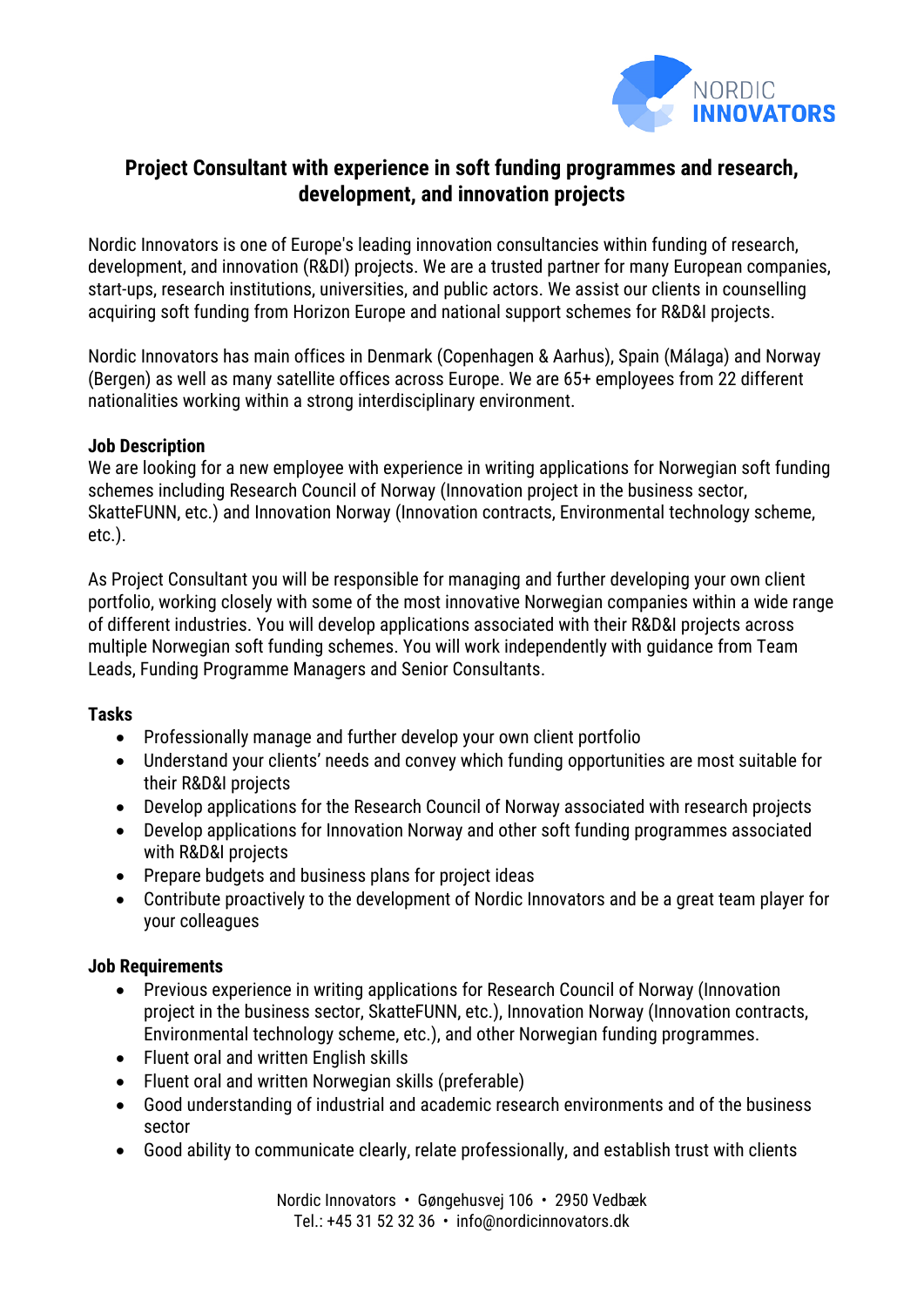# Project Consultant with experience in soft funding programmes and research, development, and innovation projects

Nordic Innovators is one of Europe's leading innovation consultancies within funding of research, development, and innovation (R&DI) projects. We are a trusted partner for many European companies, start-ups, research institutions, universities, and public actors. We assist our clients in counselling acquiring soft funding from Horizon Europe and national support schemes for R&D&I projects.

Nordic Innovators has main offices in Denmark (Copenhagen & Aarhus), Spain (Málaga) and Norway (Bergen) as well as many satellite offices across Europe. We are 65+ employees from 22 different nationalities working within a strong interdisciplinary environment.

**Job Description**

We are looking for a new employee with experience in writing applications for Norwegian soft funding schemes including Research Council of Norway (Innovation project in the business sector, SkatteFUNN, etc.) and Innovation Norway (Innovation contracts, Environmental technology scheme, etc.).

As Project Consultant you will be responsible for managing and further developing your own client portfolio, working closely with some of the most innovative Norwegian companies within a wide range of different industries. You will develop applications associated with their R&D&I projects across multiple Norwegian soft funding schemes. You will work independently with guidance from Team Leads, Funding Programme Managers and Senior Consultants.

**Tasks**

- Professionally manage and further develop your own client portfolio
- Understand your clients' needs and convey which funding opportunities are most suitable for their R&D&I projects
- Develop applications for the Research Council of Norway associated with research projects
- Develop applications for Innovation Norway and other soft funding programmes associated with R&D&I projects
- Prepare budgets and business plans for project ideas
- Contribute proactively to the development of Nordic Innovators and be a great team player for your colleagues

**Job Requirements**

- Previous experience in writing applications for Research Council of Norway (Innovation project in the business sector, SkatteFUNN, etc.), Innovation Norway (Innovation contracts, Environmental technology scheme, etc.), and other Norwegian funding programmes.
- Fluent oral and written English skills
- Fluent oral and written Norwegian skills (preferable)
- Good understanding of industrial and academic research environments and of the business sector
- Good ability to communicate clearly, relate professionally, and establish trust with clients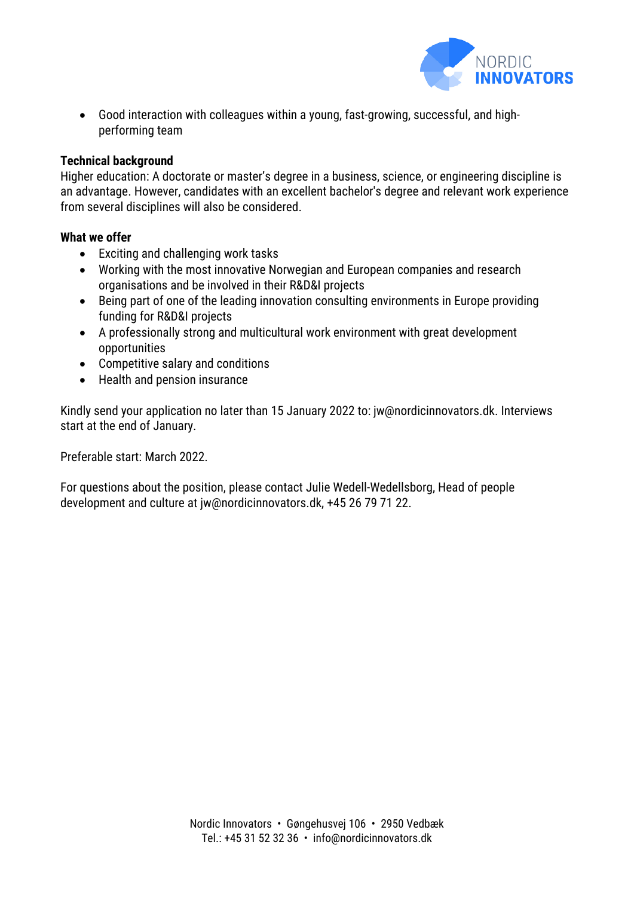- Good interaction with colleagues within a young, fast-growing, successful, and high-performing team

**Technical background**
Higher education: A doctorate or master's degree in a business, science, or engineering discipline is an advantage. However, candidates with an excellent bachelor's degree and relevant work experience from several disciplines will also be considered.

**What we offer**

- Exciting and challenging work tasks
- Working with the most innovative Norwegian and European companies and research organisations and be involved in their R&D&I projects
- Being part of one of the leading innovation consulting environments in Europe providing funding for R&D&I projects
- A professionally strong and multicultural work environment with great development opportunities
- Competitive salary and conditions
- Health and pension insurance

Kindly send your application no later than 15 January 2022 to: jw@nordicinnovators.dk. Interviews start at the end of January.

Preferable start: March 2022.

For questions about the position, please contact Julie Wedell-Wedellsborg, Head of people development and culture at jw@nordicinnovators.dk, +45 26 79 71 22.